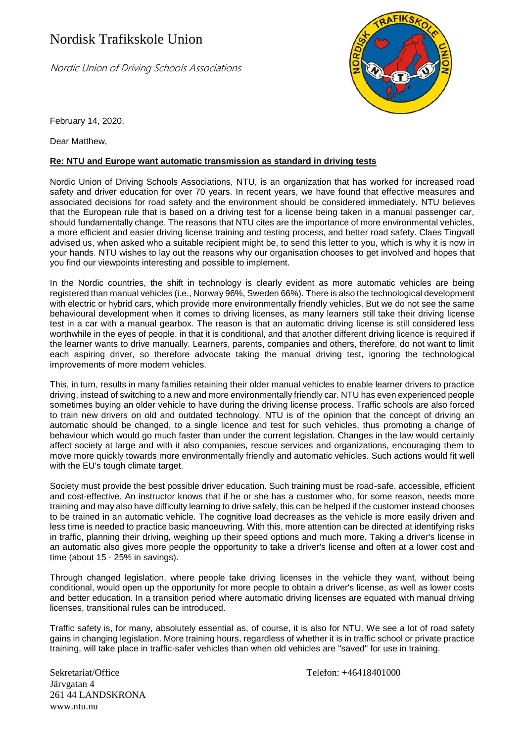# Nordisk Trafikskole Union

*Nordic Union of Driving Schools Associations*

February 14, 2020.

Dear Matthew,

**Re: NTU and Europe want automatic transmission as standard in driving tests**

Nordic Union of Driving Schools Associations, NTU, is an organization that has worked for increased road safety and driver education for over 70 years. In recent years, we have found that effective measures and associated decisions for road safety and the environment should be considered immediately. NTU believes that the European rule that is based on a driving test for a license being taken in a manual passenger car, should fundamentally change. The reasons that NTU cites are the importance of more environmental vehicles, a more efficient and easier driving license training and testing process, and better road safety. Claes Tingvall advised us, when asked who a suitable recipient might be, to send this letter to you, which is why it is now in your hands. NTU wishes to lay out the reasons why our organisation chooses to get involved and hopes that you find our viewpoints interesting and possible to implement.

In the Nordic countries, the shift in technology is clearly evident as more automatic vehicles are being registered than manual vehicles (i.e., Norway 96%, Sweden 66%). There is also the technological development with electric or hybrid cars, which provide more environmentally friendly vehicles. But we do not see the same behavioural development when it comes to driving licenses, as many learners still take their driving license test in a car with a manual gearbox. The reason is that an automatic driving license is still considered less worthwhile in the eyes of people, in that it is conditional, and that another different driving licence is required if the learner wants to drive manually. Learners, parents, companies and others, therefore, do not want to limit each aspiring driver, so therefore advocate taking the manual driving test, ignoring the technological improvements of more modern vehicles.

This, in turn, results in many families retaining their older manual vehicles to enable learner drivers to practice driving, instead of switching to a new and more environmentally friendly car. NTU has even experienced people sometimes buying an older vehicle to have during the driving license process. Traffic schools are also forced to train new drivers on old and outdated technology. NTU is of the opinion that the concept of driving an automatic should be changed, to a single licence and test for such vehicles, thus promoting a change of behaviour which would go much faster than under the current legislation. Changes in the law would certainly affect society at large and with it also companies, rescue services and organizations, encouraging them to move more quickly towards more environmentally friendly and automatic vehicles. Such actions would fit well with the EU's tough climate target.

Society must provide the best possible driver education. Such training must be road-safe, accessible, efficient and cost-effective. An instructor knows that if he or she has a customer who, for some reason, needs more training and may also have difficulty learning to drive safely, this can be helped if the customer instead chooses to be trained in an automatic vehicle. The cognitive load decreases as the vehicle is more easily driven and less time is needed to practice basic manoeuvring. With this, more attention can be directed at identifying risks in traffic, planning their driving, weighing up their speed options and much more. Taking a driver's license in an automatic also gives more people the opportunity to take a driver's license and often at a lower cost and time (about 15 - 25% in savings).

Through changed legislation, where people take driving licenses in the vehicle they want, without being conditional, would open up the opportunity for more people to obtain a driver's license, as well as lower costs and better education. In a transition period where automatic driving licenses are equated with manual driving licenses, transitional rules can be introduced.

Traffic safety is, for many, absolutely essential as, of course, it is also for NTU. We see a lot of road safety gains in changing legislation. More training hours, regardless of whether it is in traffic school or private practice training, will take place in traffic-safer vehicles than when old vehicles are "saved" for use in training.

Sekretariat/Office
Järvgatan 4
261 44 LANDSKRONA
www.ntu.nu

Telefon: +46418401000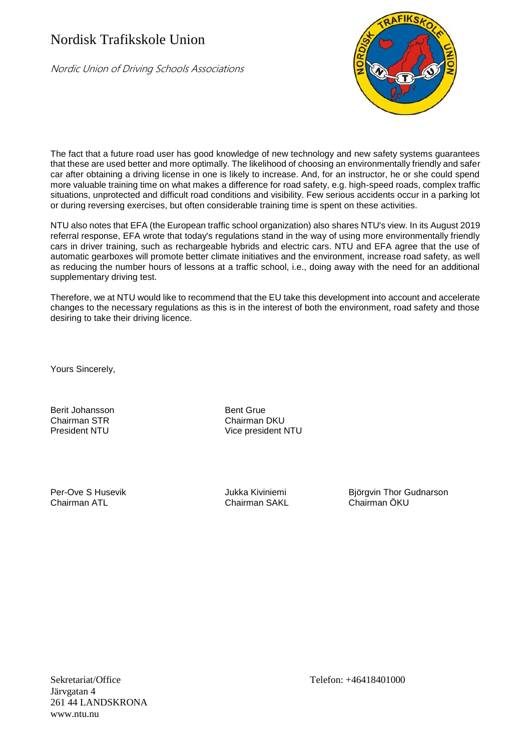Nordisk Trafikskole Union

*Nordic Union of Driving Schools Associations*

The fact that a future road user has good knowledge of new technology and new safety systems guarantees that these are used better and more optimally. The likelihood of choosing an environmentally friendly and safer car after obtaining a driving license in one is likely to increase. And, for an instructor, he or she could spend more valuable training time on what makes a difference for road safety, e.g. high-speed roads, complex traffic situations, unprotected and difficult road conditions and visibility. Few serious accidents occur in a parking lot or during reversing exercises, but often considerable training time is spent on these activities.

NTU also notes that EFA (the European traffic school organization) also shares NTU's view. In its August 2019 referral response, EFA wrote that today's regulations stand in the way of using more environmentally friendly cars in driver training, such as rechargeable hybrids and electric cars. NTU and EFA agree that the use of automatic gearboxes will promote better climate initiatives and the environment, increase road safety, as well as reducing the number hours of lessons at a traffic school, i.e., doing away with the need for an additional supplementary driving test.

Therefore, we at NTU would like to recommend that the EU take this development into account and accelerate changes to the necessary regulations as this is in the interest of both the environment, road safety and those desiring to take their driving licence.

Yours Sincerely,

Berit Johansson
Chairman STR
President NTU

Bent Grue
Chairman DKU
Vice president NTU

Per-Ove S Husevik
Chairman ATL

Jukka Kiviniemi
Chairman SAKL

Björgvin Thor Gudnarson
Chairman ÖKU

Sekretariat/Office
Järvgatan 4
261 44 LANDSKRONA
www.ntu.nu

Telefon: +46418401000